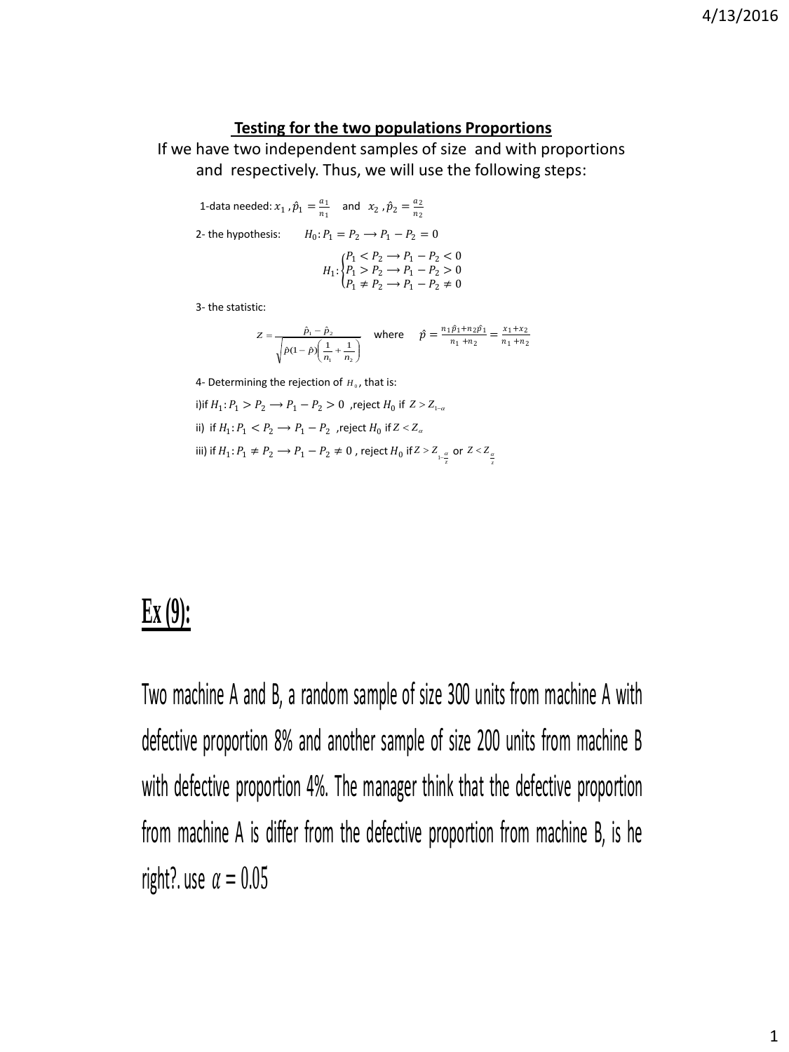**Testing for the two populations Proportions**

If we have two independent samples of size and with proportions and respectively. Thus, we will use the following steps:

1-data needed: $x_1$ , $\hat{p}_1 = \frac{a_1}{n_1}$ and $x_2$ , $\hat{p}_2 = \frac{a_2}{n_2}$

2- the hypothesis: $H_0: P_1 = P_2 \longrightarrow P_1 - P_2 = 0$

$$H_1: \begin{cases} P_1 < P_2 \longrightarrow P_1 - P_2 < 0 \\ P_1 > P_2 \longrightarrow P_1 - P_2 > 0 \\ P_1 \neq P_2 \longrightarrow P_1 - P_2 \neq 0 \end{cases}$$

3- the statistic:

$$Z = \frac{\hat{p}_1 - \hat{p}_2}{\sqrt{\hat{p}(1-\hat{p})\left(\frac{1}{n_1} + \frac{1}{n_2}\right)}} \quad \text{where} \quad \hat{p} = \frac{n_1\hat{p}_1 + n_2\hat{p}_1}{n_1 + n_2} = \frac{x_1 + x_2}{n_1 + n_2}$$

4- Determining the rejection of $H_0$, that is:

i)if $H_1: P_1 > P_2 \longrightarrow P_1 - P_2 > 0$ ,reject $H_0$ if $Z > Z_{1-\alpha}$

ii) if $H_1: P_1 < P_2 \longrightarrow P_1 - P_2$ ,reject $H_0$ if $Z < Z_{\alpha}$

iii) if $H_1: P_1 \neq P_2 \longrightarrow P_1 - P_2 \neq 0$ , reject $H_0$ if $Z > Z_{1-\frac{\alpha}{2}}$ or $Z < Z_{\frac{\alpha}{2}}$

## Ex (9):

Two machine A and B, a random sample of size 300 units from machine A with defective proportion 8% and another sample of size 200 units from machine B with defective proportion 4%. The manager think that the defective proportion from machine A is differ from the defective proportion from machine B, is he right?. use $\alpha = 0.05$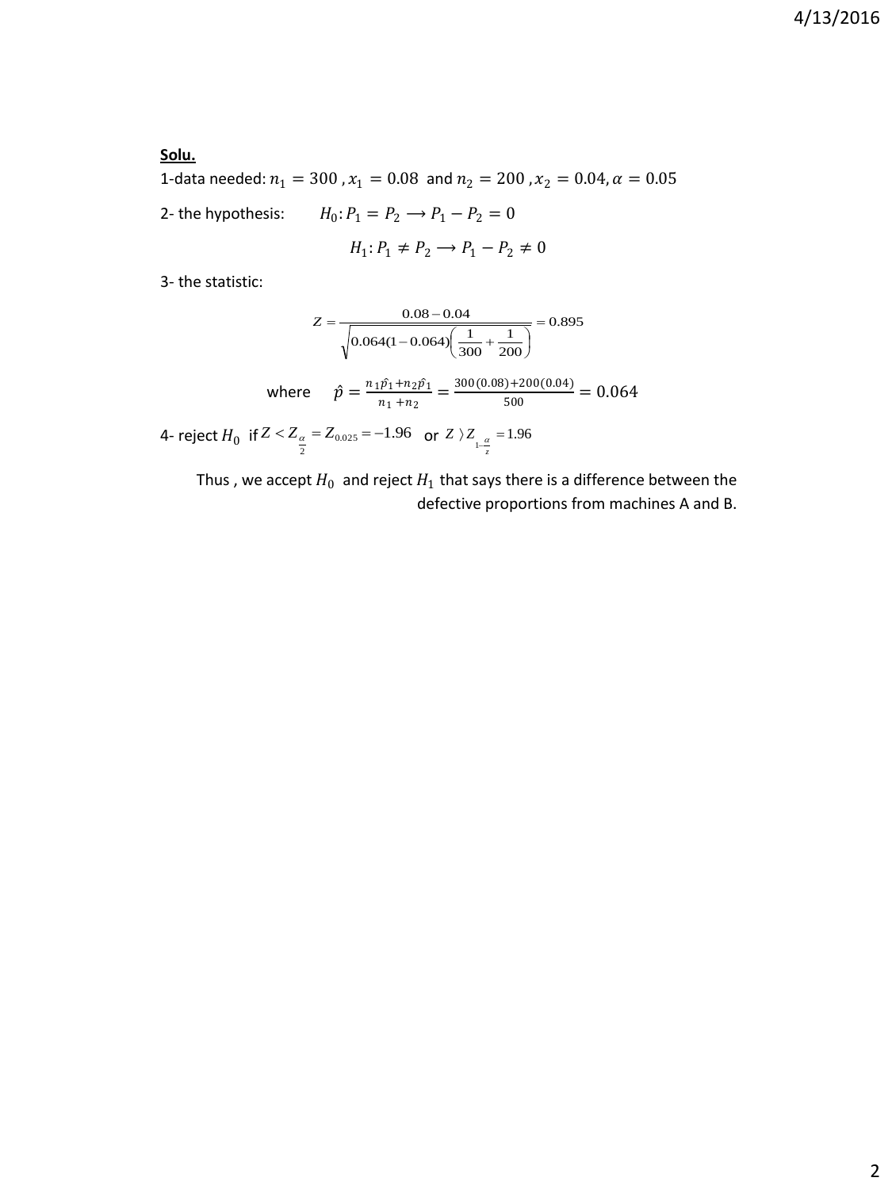**Solu.**

1-data needed: $n_1 = 300$ , $x_1 = 0.08$ and $n_2 = 200$ , $x_2 = 0.04, \alpha = 0.05$

2- the hypothesis: $H_0: P_1 = P_2 \longrightarrow P_1 - P_2 = 0$

$$H_1: P_1 \neq P_2 \longrightarrow P_1 - P_2 \neq 0$$

3- the statistic:

$$Z = \frac{0.08 - 0.04}{\sqrt{0.064(1-0.064)\left(\frac{1}{300} + \frac{1}{200}\right)}} = 0.895$$

where $\hat{p} = \frac{n_1 \hat{p}_1 + n_2 \hat{p}_1}{n_1 + n_2} = \frac{300(0.08) + 200(0.04)}{500} = 0.064$

4- reject $H_0$ if $Z < Z_{\frac{\alpha}{2}} = Z_{0.025} = -1.96$ or $Z \rangle Z_{1-\frac{\alpha}{z}} = 1.96$

Thus , we accept $H_0$ and reject $H_1$ that says there is a difference between the defective proportions from machines A and B.